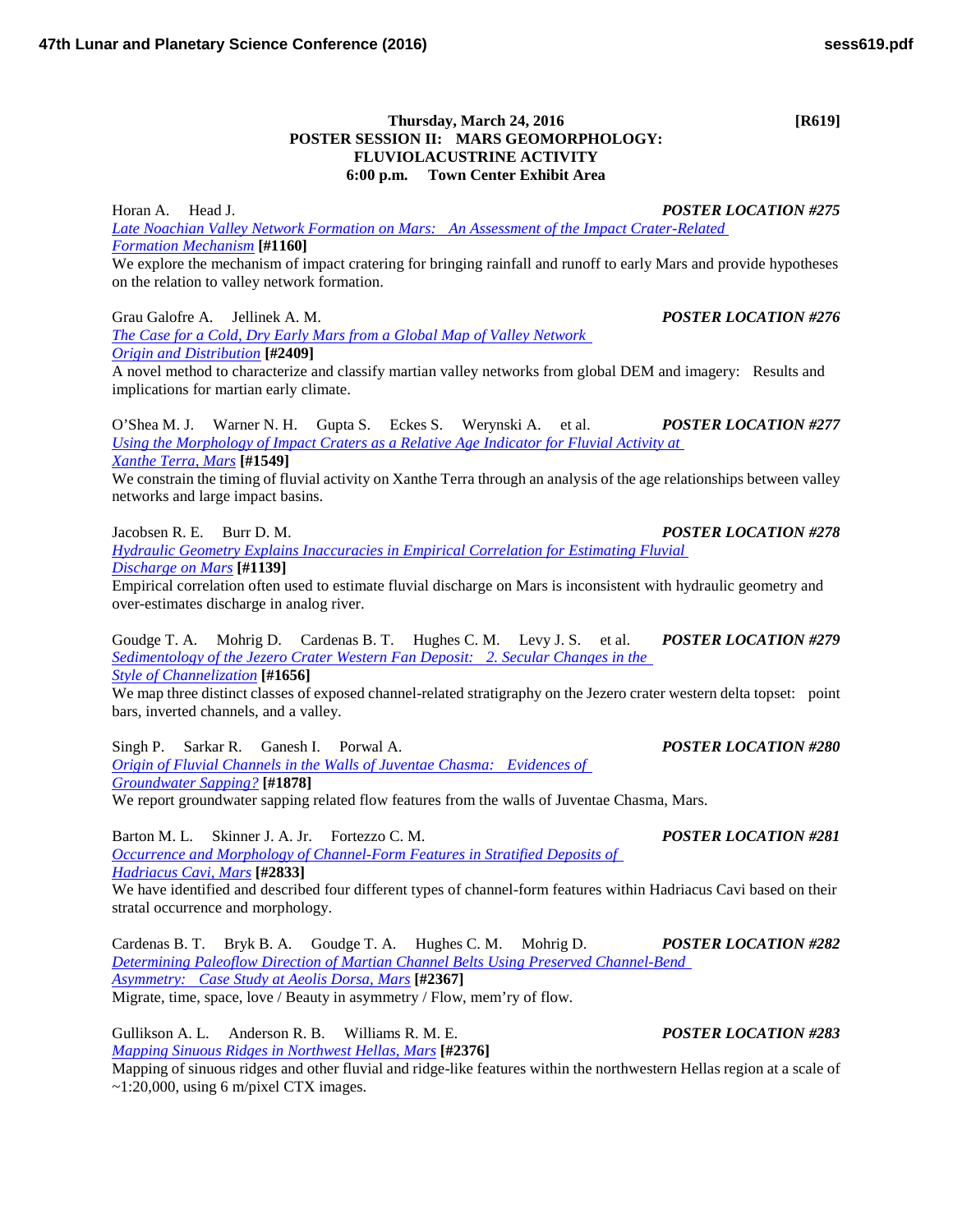**Thursday, March 24, 2016** **[R619]**

## POSTER SESSION II: MARS GEOMORPHOLOGY: FLUVIOLACUSTRINE ACTIVITY

**6:00 p.m. Town Center Exhibit Area**

Horan A. Head J. ***POSTER LOCATION #275***
Late Noachian Valley Network Formation on Mars: An Assessment of the Impact Crater-Related Formation Mechanism **[#1160]**
We explore the mechanism of impact cratering for bringing rainfall and runoff to early Mars and provide hypotheses on the relation to valley network formation.

Grau Galofre A. Jellinek A. M. ***POSTER LOCATION #276***
The Case for a Cold, Dry Early Mars from a Global Map of Valley Network Origin and Distribution **[#2409]**
A novel method to characterize and classify martian valley networks from global DEM and imagery: Results and implications for martian early climate.

O'Shea M. J. Warner N. H. Gupta S. Eckes S. Werynski A. et al. ***POSTER LOCATION #277***
Using the Morphology of Impact Craters as a Relative Age Indicator for Fluvial Activity at Xanthe Terra, Mars **[#1549]**
We constrain the timing of fluvial activity on Xanthe Terra through an analysis of the age relationships between valley networks and large impact basins.

Jacobsen R. E. Burr D. M. ***POSTER LOCATION #278***
Hydraulic Geometry Explains Inaccuracies in Empirical Correlation for Estimating Fluvial Discharge on Mars **[#1139]**
Empirical correlation often used to estimate fluvial discharge on Mars is inconsistent with hydraulic geometry and over-estimates discharge in analog river.

Goudge T. A. Mohrig D. Cardenas B. T. Hughes C. M. Levy J. S. et al. ***POSTER LOCATION #279***
Sedimentology of the Jezero Crater Western Fan Deposit: 2. Secular Changes in the Style of Channelization **[#1656]**
We map three distinct classes of exposed channel-related stratigraphy on the Jezero crater western delta topset: point bars, inverted channels, and a valley.

Singh P. Sarkar R. Ganesh I. Porwal A. ***POSTER LOCATION #280***
Origin of Fluvial Channels in the Walls of Juventae Chasma: Evidences of Groundwater Sapping? **[#1878]**
We report groundwater sapping related flow features from the walls of Juventae Chasma, Mars.

Barton M. L. Skinner J. A. Jr. Fortezzo C. M. ***POSTER LOCATION #281***
Occurrence and Morphology of Channel-Form Features in Stratified Deposits of Hadriacus Cavi, Mars **[#2833]**
We have identified and described four different types of channel-form features within Hadriacus Cavi based on their stratal occurrence and morphology.

Cardenas B. T. Bryk B. A. Goudge T. A. Hughes C. M. Mohrig D. ***POSTER LOCATION #282***
Determining Paleoflow Direction of Martian Channel Belts Using Preserved Channel-Bend Asymmetry: Case Study at Aeolis Dorsa, Mars **[#2367]**
Migrate, time, space, love / Beauty in asymmetry / Flow, mem'ry of flow.

Gullikson A. L. Anderson R. B. Williams R. M. E. ***POSTER LOCATION #283***
Mapping Sinuous Ridges in Northwest Hellas, Mars **[#2376]**
Mapping of sinuous ridges and other fluvial and ridge-like features within the northwestern Hellas region at a scale of ~1:20,000, using 6 m/pixel CTX images.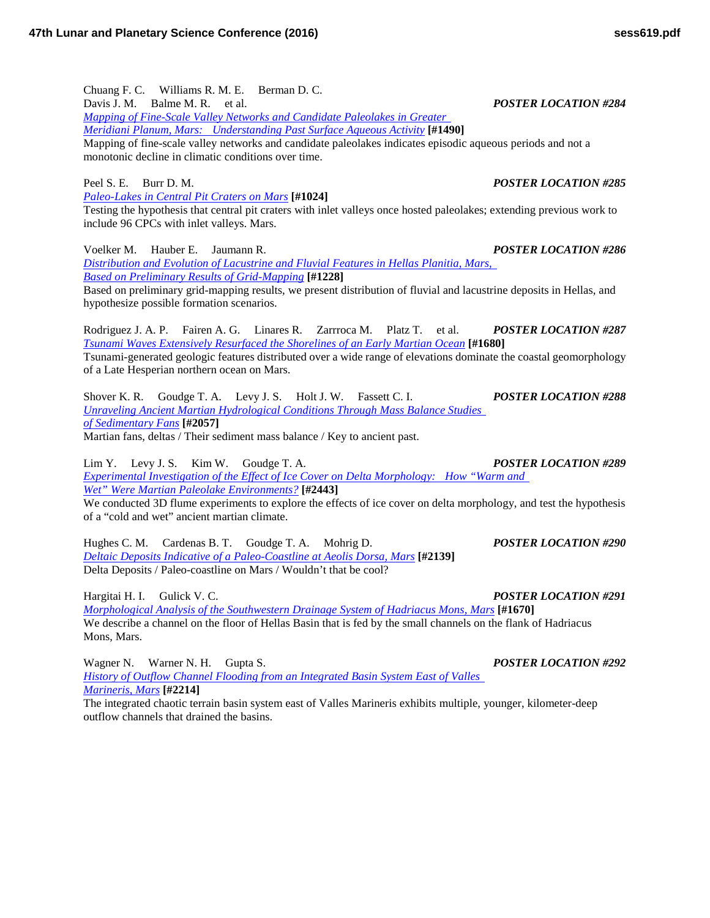Chuang F. C. Williams R. M. E. Berman D. C.
Davis J. M. Balme M. R. et al. ***POSTER LOCATION #284***
*Mapping of Fine-Scale Valley Networks and Candidate Paleolakes in Greater Meridiani Planum, Mars: Understanding Past Surface Aqueous Activity* **[#1490]**
Mapping of fine-scale valley networks and candidate paleolakes indicates episodic aqueous periods and not a monotonic decline in climatic conditions over time.

Peel S. E. Burr D. M. ***POSTER LOCATION #285***
*Paleo-Lakes in Central Pit Craters on Mars* **[#1024]**
Testing the hypothesis that central pit craters with inlet valleys once hosted paleolakes; extending previous work to include 96 CPCs with inlet valleys. Mars.

Voelker M. Hauber E. Jaumann R. ***POSTER LOCATION #286***
*Distribution and Evolution of Lacustrine and Fluvial Features in Hellas Planitia, Mars, Based on Preliminary Results of Grid-Mapping* **[#1228]**
Based on preliminary grid-mapping results, we present distribution of fluvial and lacustrine deposits in Hellas, and hypothesize possible formation scenarios.

Rodriguez J. A. P. Fairen A. G. Linares R. Zarrroca M. Platz T. et al. ***POSTER LOCATION #287***
*Tsunami Waves Extensively Resurfaced the Shorelines of an Early Martian Ocean* **[#1680]**
Tsunami-generated geologic features distributed over a wide range of elevations dominate the coastal geomorphology of a Late Hesperian northern ocean on Mars.

Shover K. R. Goudge T. A. Levy J. S. Holt J. W. Fassett C. I. ***POSTER LOCATION #288***
*Unraveling Ancient Martian Hydrological Conditions Through Mass Balance Studies of Sedimentary Fans* **[#2057]**
Martian fans, deltas / Their sediment mass balance / Key to ancient past.

Lim Y. Levy J. S. Kim W. Goudge T. A. ***POSTER LOCATION #289***
*Experimental Investigation of the Effect of Ice Cover on Delta Morphology: How "Warm and Wet" Were Martian Paleolake Environments?* **[#2443]**
We conducted 3D flume experiments to explore the effects of ice cover on delta morphology, and test the hypothesis of a "cold and wet" ancient martian climate.

Hughes C. M. Cardenas B. T. Goudge T. A. Mohrig D. ***POSTER LOCATION #290***
*Deltaic Deposits Indicative of a Paleo-Coastline at Aeolis Dorsa, Mars* **[#2139]**
Delta Deposits / Paleo-coastline on Mars / Wouldn't that be cool?

Hargitai H. I. Gulick V. C. ***POSTER LOCATION #291***
*Morphological Analysis of the Southwestern Drainage System of Hadriacus Mons, Mars* **[#1670]**
We describe a channel on the floor of Hellas Basin that is fed by the small channels on the flank of Hadriacus Mons, Mars.

Wagner N. Warner N. H. Gupta S. ***POSTER LOCATION #292***
*History of Outflow Channel Flooding from an Integrated Basin System East of Valles Marineris, Mars* **[#2214]**
The integrated chaotic terrain basin system east of Valles Marineris exhibits multiple, younger, kilometer-deep outflow channels that drained the basins.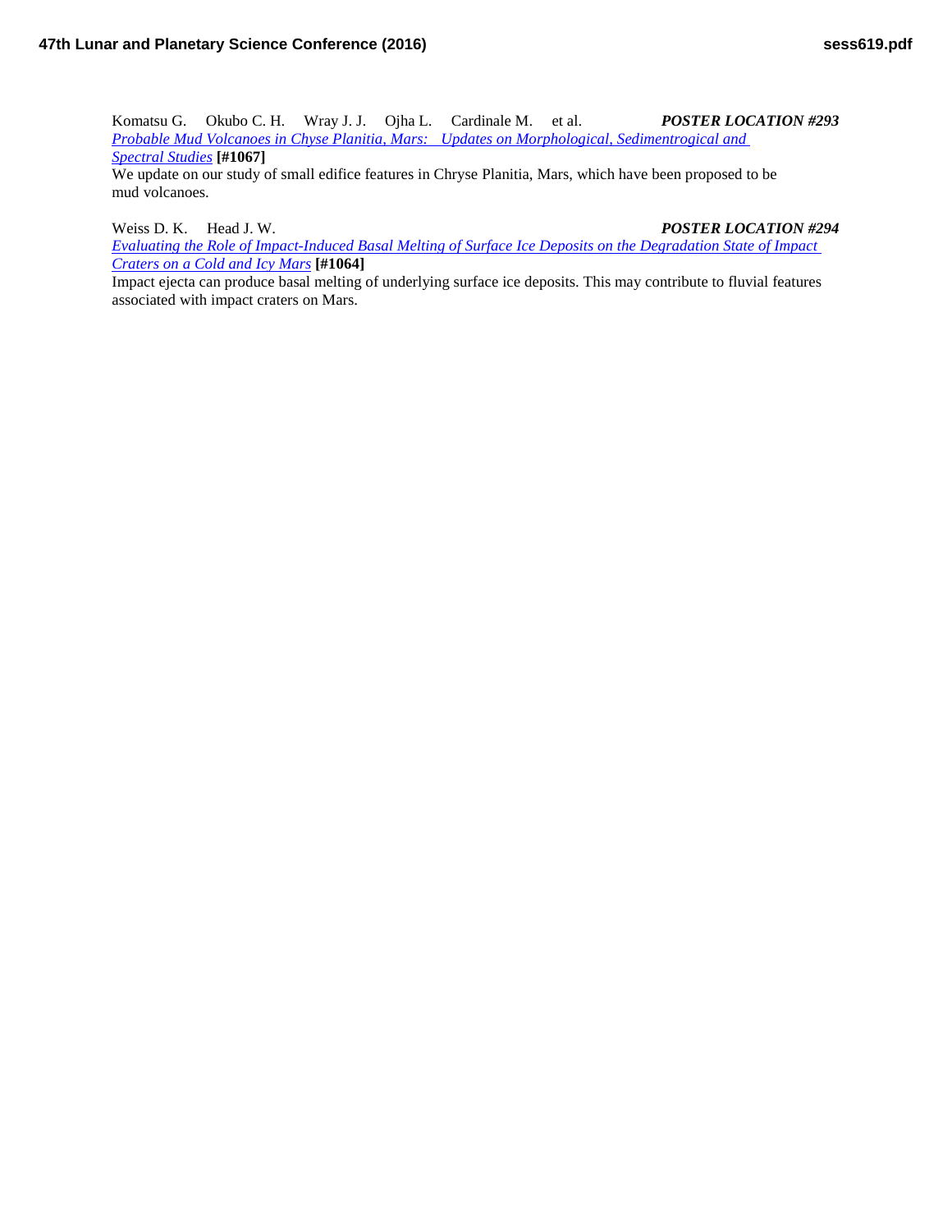Komatsu G. Okubo C. H. Wray J. J. Ojha L. Cardinale M. et al. ***POSTER LOCATION #293***

*Probable Mud Volcanoes in Chyse Planitia, Mars: Updates on Morphological, Sedimentrogical and Spectral Studies* **[#1067]**

We update on our study of small edifice features in Chryse Planitia, Mars, which have been proposed to be mud volcanoes.

Weiss D. K. Head J. W. ***POSTER LOCATION #294***

*Evaluating the Role of Impact-Induced Basal Melting of Surface Ice Deposits on the Degradation State of Impact Craters on a Cold and Icy Mars* **[#1064]**

Impact ejecta can produce basal melting of underlying surface ice deposits. This may contribute to fluvial features associated with impact craters on Mars.